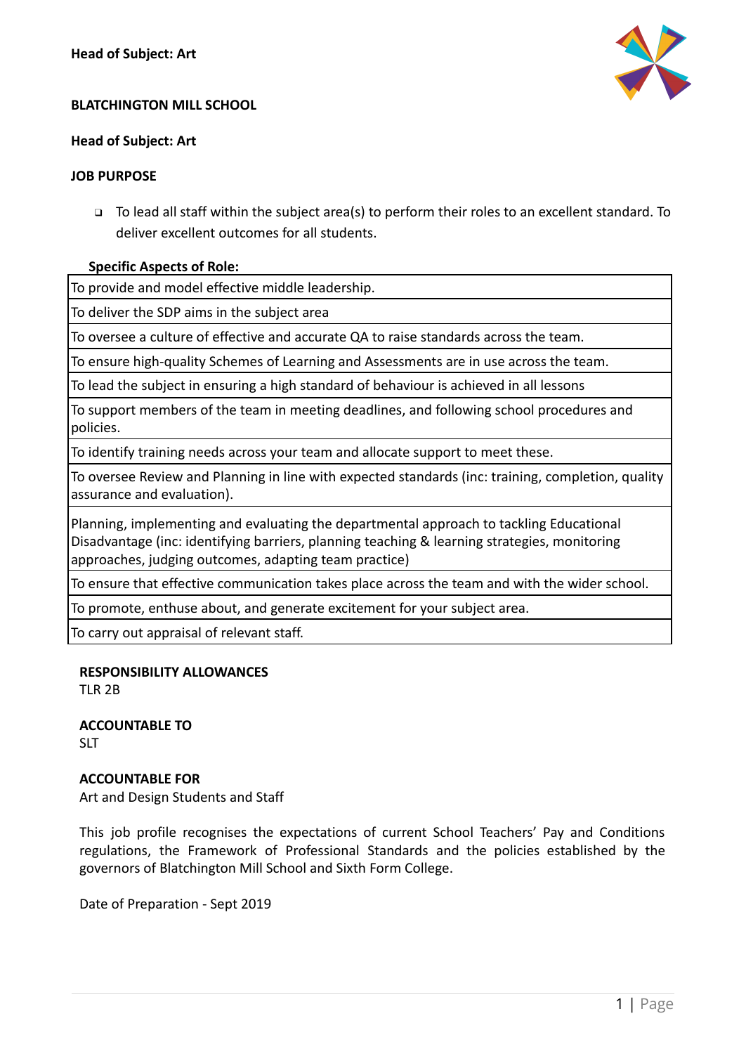**Head of Subject: Art**

## BLATCHINGTON MILL SCHOOL

**Head of Subject: Art**

### JOB PURPOSE

- To lead all staff within the subject area(s) to perform their roles to an excellent standard. To deliver excellent outcomes for all students.

**Specific Aspects of Role:**

| |
|---|
| To provide and model effective middle leadership. |
| To deliver the SDP aims in the subject area |
| To oversee a culture of effective and accurate QA to raise standards across the team. |
| To ensure high-quality Schemes of Learning and Assessments are in use across the team. |
| To lead the subject in ensuring a high standard of behaviour is achieved in all lessons |
| To support members of the team in meeting deadlines, and following school procedures and policies. |
| To identify training needs across your team and allocate support to meet these. |
| To oversee Review and Planning in line with expected standards (inc: training, completion, quality assurance and evaluation). |
| Planning, implementing and evaluating the departmental approach to tackling Educational Disadvantage (inc: identifying barriers, planning teaching & learning strategies, monitoring approaches, judging outcomes, adapting team practice) |
| To ensure that effective communication takes place across the team and with the wider school. |
| To promote, enthuse about, and generate excitement for your subject area. |
| To carry out appraisal of relevant staff. |

**RESPONSIBILITY ALLOWANCES**
TLR 2B

**ACCOUNTABLE TO**
SLT

**ACCOUNTABLE FOR**
Art and Design Students and Staff

This job profile recognises the expectations of current School Teachers' Pay and Conditions regulations, the Framework of Professional Standards and the policies established by the governors of Blatchington Mill School and Sixth Form College.

Date of Preparation - Sept 2019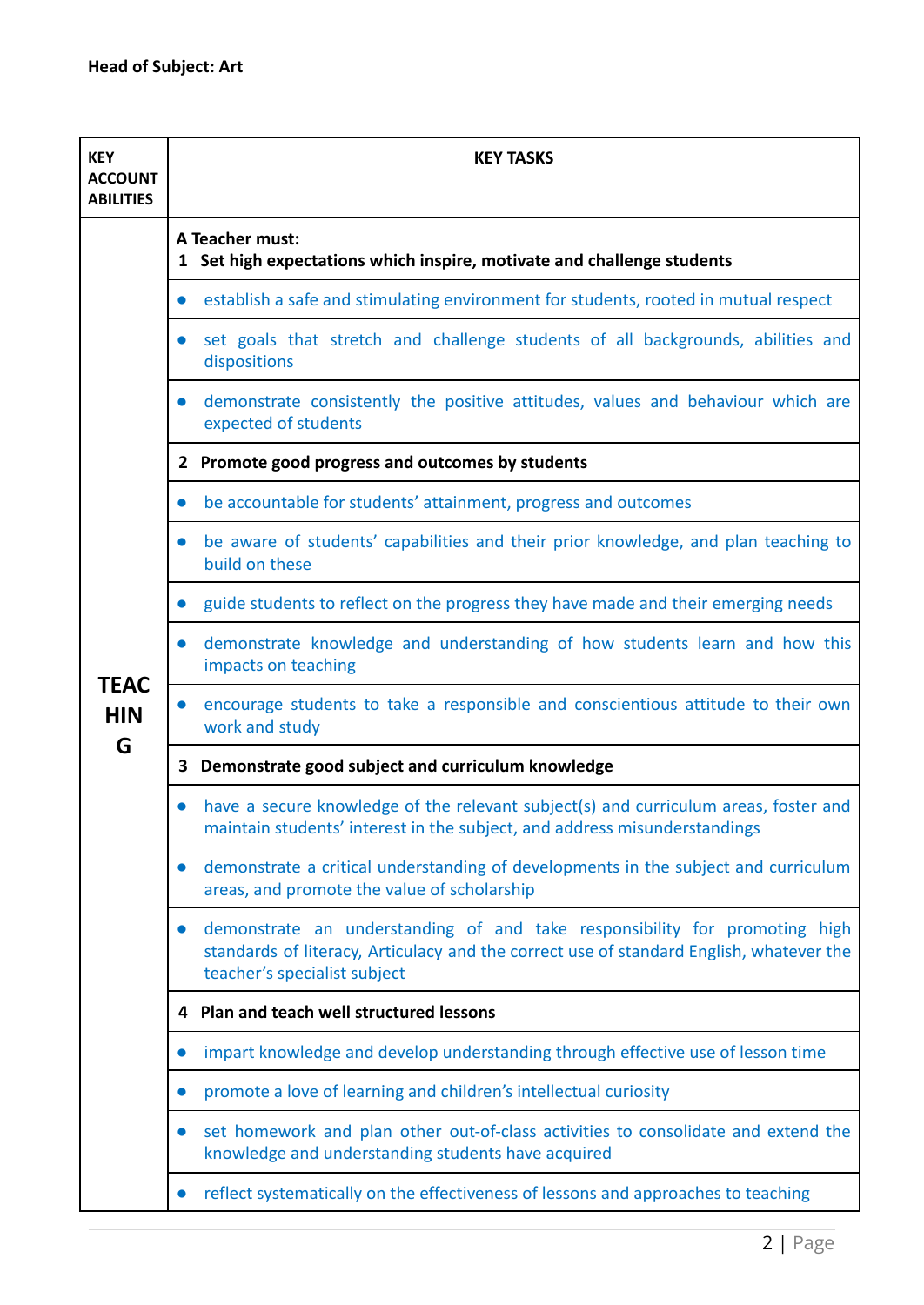**Head of Subject: Art**

| KEY ACCOUNTABILITIES | KEY TASKS |
|---|---|
| TEACHING | **A Teacher must:**<br>**1 Set high expectations which inspire, motivate and challenge students** |
| | • establish a safe and stimulating environment for students, rooted in mutual respect |
| | • set goals that stretch and challenge students of all backgrounds, abilities and dispositions |
| | • demonstrate consistently the positive attitudes, values and behaviour which are expected of students |
| | **2 Promote good progress and outcomes by students** |
| | • be accountable for students' attainment, progress and outcomes |
| | • be aware of students' capabilities and their prior knowledge, and plan teaching to build on these |
| | • guide students to reflect on the progress they have made and their emerging needs |
| | • demonstrate knowledge and understanding of how students learn and how this impacts on teaching |
| | • encourage students to take a responsible and conscientious attitude to their own work and study |
| | **3 Demonstrate good subject and curriculum knowledge** |
| | • have a secure knowledge of the relevant subject(s) and curriculum areas, foster and maintain students' interest in the subject, and address misunderstandings |
| | • demonstrate a critical understanding of developments in the subject and curriculum areas, and promote the value of scholarship |
| | • demonstrate an understanding of and take responsibility for promoting high standards of literacy, Articulacy and the correct use of standard English, whatever the teacher's specialist subject |
| | **4 Plan and teach well structured lessons** |
| | • impart knowledge and develop understanding through effective use of lesson time |
| | • promote a love of learning and children's intellectual curiosity |
| | • set homework and plan other out-of-class activities to consolidate and extend the knowledge and understanding students have acquired |
| | • reflect systematically on the effectiveness of lessons and approaches to teaching |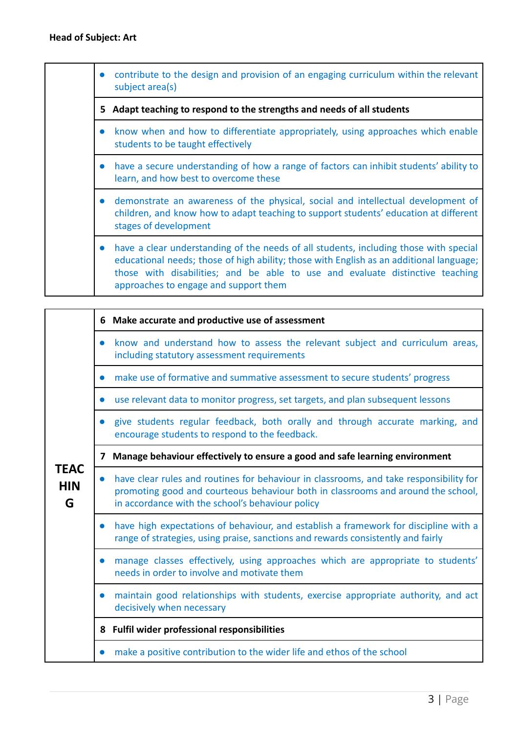**Head of Subject: Art**

| | |
|---|---|
| | • contribute to the design and provision of an engaging curriculum within the relevant subject area(s) |
| | **5 Adapt teaching to respond to the strengths and needs of all students** |
| | • know when and how to differentiate appropriately, using approaches which enable students to be taught effectively |
| | • have a secure understanding of how a range of factors can inhibit students' ability to learn, and how best to overcome these |
| | • demonstrate an awareness of the physical, social and intellectual development of children, and know how to adapt teaching to support students' education at different stages of development |
| | • have a clear understanding of the needs of all students, including those with special educational needs; those of high ability; those with English as an additional language; those with disabilities; and be able to use and evaluate distinctive teaching approaches to engage and support them |

| | |
|---|---|
| **TEACHING** | **6 Make accurate and productive use of assessment** |
| | • know and understand how to assess the relevant subject and curriculum areas, including statutory assessment requirements |
| | • make use of formative and summative assessment to secure students' progress |
| | • use relevant data to monitor progress, set targets, and plan subsequent lessons |
| | • give students regular feedback, both orally and through accurate marking, and encourage students to respond to the feedback. |
| | **7 Manage behaviour effectively to ensure a good and safe learning environment** |
| | • have clear rules and routines for behaviour in classrooms, and take responsibility for promoting good and courteous behaviour both in classrooms and around the school, in accordance with the school's behaviour policy |
| | • have high expectations of behaviour, and establish a framework for discipline with a range of strategies, using praise, sanctions and rewards consistently and fairly |
| | • manage classes effectively, using approaches which are appropriate to students' needs in order to involve and motivate them |
| | • maintain good relationships with students, exercise appropriate authority, and act decisively when necessary |
| | **8 Fulfil wider professional responsibilities** |
| | • make a positive contribution to the wider life and ethos of the school |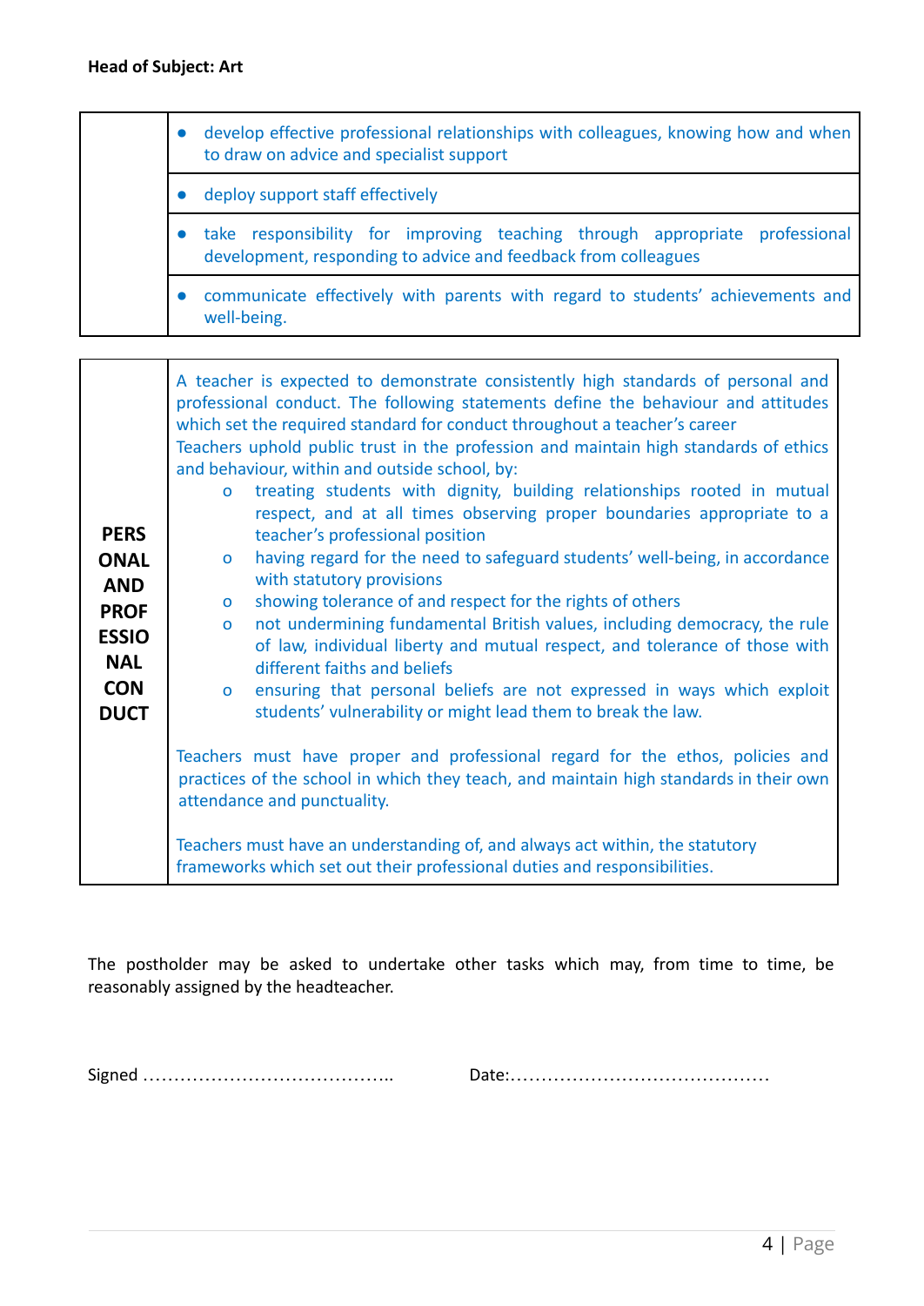**Head of Subject: Art**

| | |
|---|---|
| | • develop effective professional relationships with colleagues, knowing how and when to draw on advice and specialist support |
| | • deploy support staff effectively |
| | • take responsibility for improving teaching through appropriate professional development, responding to advice and feedback from colleagues |
| | • communicate effectively with parents with regard to students' achievements and well-being. |

| | |
|---|---|
| **PERSONAL AND PROFESSIONAL CONDUCT** | A teacher is expected to demonstrate consistently high standards of personal and professional conduct. The following statements define the behaviour and attitudes which set the required standard for conduct throughout a teacher's career<br>Teachers uphold public trust in the profession and maintain high standards of ethics and behaviour, within and outside school, by:<br>o treating students with dignity, building relationships rooted in mutual respect, and at all times observing proper boundaries appropriate to a teacher's professional position<br>o having regard for the need to safeguard students' well-being, in accordance with statutory provisions<br>o showing tolerance of and respect for the rights of others<br>o not undermining fundamental British values, including democracy, the rule of law, individual liberty and mutual respect, and tolerance of those with different faiths and beliefs<br>o ensuring that personal beliefs are not expressed in ways which exploit students' vulnerability or might lead them to break the law.<br><br>Teachers must have proper and professional regard for the ethos, policies and practices of the school in which they teach, and maintain high standards in their own attendance and punctuality.<br><br>Teachers must have an understanding of, and always act within, the statutory frameworks which set out their professional duties and responsibilities. |

The postholder may be asked to undertake other tasks which may, from time to time, be reasonably assigned by the headteacher.

Signed ……………………………….. Date:………………………………….